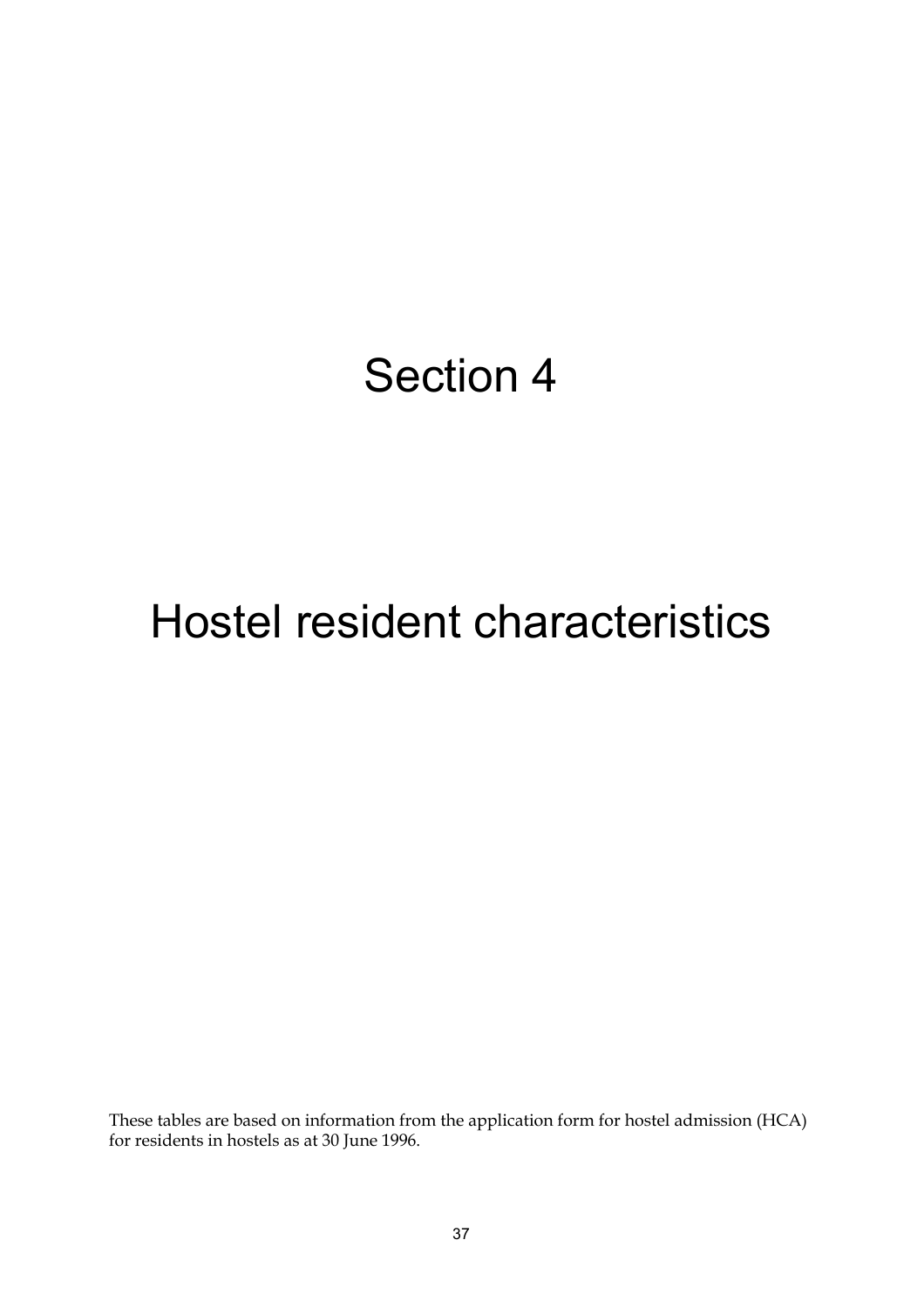# Section 4

# Hostel resident characteristics

These tables are based on information from the application form for hostel admission (HCA) for residents in hostels as at 30 June 1996.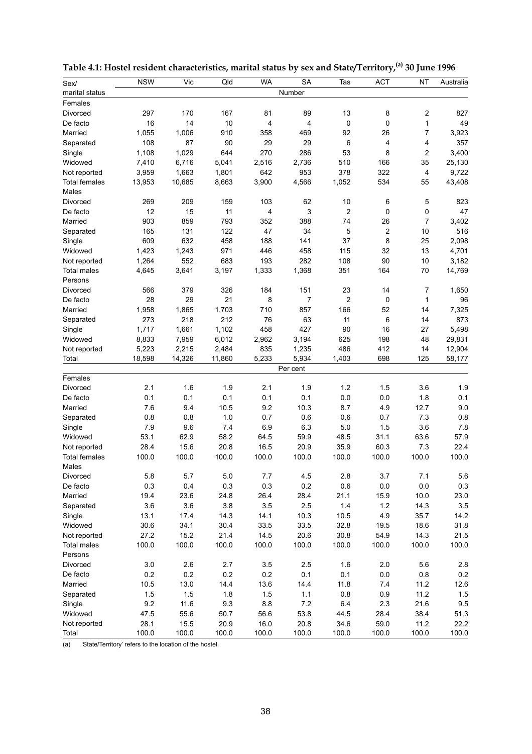**Table 4.1: Hostel resident characteristics, marital status by sex and State/Territory,[(a)] 30 June 1996**

| Sex/ marital status | NSW | Vic | Qld | WA | SA | Tas | ACT | NT | Australia |
|---|---|---|---|---|---|---|---|---|---|
| | | | | | Number | | | | |
| Females | | | | | | | | | |
| Divorced | 297 | 170 | 167 | 81 | 89 | 13 | 8 | 2 | 827 |
| De facto | 16 | 14 | 10 | 4 | 4 | 0 | 0 | 1 | 49 |
| Married | 1,055 | 1,006 | 910 | 358 | 469 | 92 | 26 | 7 | 3,923 |
| Separated | 108 | 87 | 90 | 29 | 29 | 6 | 4 | 4 | 357 |
| Single | 1,108 | 1,029 | 644 | 270 | 286 | 53 | 8 | 2 | 3,400 |
| Widowed | 7,410 | 6,716 | 5,041 | 2,516 | 2,736 | 510 | 166 | 35 | 25,130 |
| Not reported | 3,959 | 1,663 | 1,801 | 642 | 953 | 378 | 322 | 4 | 9,722 |
| Total females | 13,953 | 10,685 | 8,663 | 3,900 | 4,566 | 1,052 | 534 | 55 | 43,408 |
| Males | | | | | | | | | |
| Divorced | 269 | 209 | 159 | 103 | 62 | 10 | 6 | 5 | 823 |
| De facto | 12 | 15 | 11 | 4 | 3 | 2 | 0 | 0 | 47 |
| Married | 903 | 859 | 793 | 352 | 388 | 74 | 26 | 7 | 3,402 |
| Separated | 165 | 131 | 122 | 47 | 34 | 5 | 2 | 10 | 516 |
| Single | 609 | 632 | 458 | 188 | 141 | 37 | 8 | 25 | 2,098 |
| Widowed | 1,423 | 1,243 | 971 | 446 | 458 | 115 | 32 | 13 | 4,701 |
| Not reported | 1,264 | 552 | 683 | 193 | 282 | 108 | 90 | 10 | 3,182 |
| Total males | 4,645 | 3,641 | 3,197 | 1,333 | 1,368 | 351 | 164 | 70 | 14,769 |
| Persons | | | | | | | | | |
| Divorced | 566 | 379 | 326 | 184 | 151 | 23 | 14 | 7 | 1,650 |
| De facto | 28 | 29 | 21 | 8 | 7 | 2 | 0 | 1 | 96 |
| Married | 1,958 | 1,865 | 1,703 | 710 | 857 | 166 | 52 | 14 | 7,325 |
| Separated | 273 | 218 | 212 | 76 | 63 | 11 | 6 | 14 | 873 |
| Single | 1,717 | 1,661 | 1,102 | 458 | 427 | 90 | 16 | 27 | 5,498 |
| Widowed | 8,833 | 7,959 | 6,012 | 2,962 | 3,194 | 625 | 198 | 48 | 29,831 |
| Not reported | 5,223 | 2,215 | 2,484 | 835 | 1,235 | 486 | 412 | 14 | 12,904 |
| Total | 18,598 | 14,326 | 11,860 | 5,233 | 5,934 | 1,403 | 698 | 125 | 58,177 |
| | | | | | Per cent | | | | |
| Females | | | | | | | | | |
| Divorced | 2.1 | 1.6 | 1.9 | 2.1 | 1.9 | 1.2 | 1.5 | 3.6 | 1.9 |
| De facto | 0.1 | 0.1 | 0.1 | 0.1 | 0.1 | 0.0 | 0.0 | 1.8 | 0.1 |
| Married | 7.6 | 9.4 | 10.5 | 9.2 | 10.3 | 8.7 | 4.9 | 12.7 | 9.0 |
| Separated | 0.8 | 0.8 | 1.0 | 0.7 | 0.6 | 0.6 | 0.7 | 7.3 | 0.8 |
| Single | 7.9 | 9.6 | 7.4 | 6.9 | 6.3 | 5.0 | 1.5 | 3.6 | 7.8 |
| Widowed | 53.1 | 62.9 | 58.2 | 64.5 | 59.9 | 48.5 | 31.1 | 63.6 | 57.9 |
| Not reported | 28.4 | 15.6 | 20.8 | 16.5 | 20.9 | 35.9 | 60.3 | 7.3 | 22.4 |
| Total females | 100.0 | 100.0 | 100.0 | 100.0 | 100.0 | 100.0 | 100.0 | 100.0 | 100.0 |
| Males | | | | | | | | | |
| Divorced | 5.8 | 5.7 | 5.0 | 7.7 | 4.5 | 2.8 | 3.7 | 7.1 | 5.6 |
| De facto | 0.3 | 0.4 | 0.3 | 0.3 | 0.2 | 0.6 | 0.0 | 0.0 | 0.3 |
| Married | 19.4 | 23.6 | 24.8 | 26.4 | 28.4 | 21.1 | 15.9 | 10.0 | 23.0 |
| Separated | 3.6 | 3.6 | 3.8 | 3.5 | 2.5 | 1.4 | 1.2 | 14.3 | 3.5 |
| Single | 13.1 | 17.4 | 14.3 | 14.1 | 10.3 | 10.5 | 4.9 | 35.7 | 14.2 |
| Widowed | 30.6 | 34.1 | 30.4 | 33.5 | 33.5 | 32.8 | 19.5 | 18.6 | 31.8 |
| Not reported | 27.2 | 15.2 | 21.4 | 14.5 | 20.6 | 30.8 | 54.9 | 14.3 | 21.5 |
| Total males | 100.0 | 100.0 | 100.0 | 100.0 | 100.0 | 100.0 | 100.0 | 100.0 | 100.0 |
| Persons | | | | | | | | | |
| Divorced | 3.0 | 2.6 | 2.7 | 3.5 | 2.5 | 1.6 | 2.0 | 5.6 | 2.8 |
| De facto | 0.2 | 0.2 | 0.2 | 0.2 | 0.1 | 0.1 | 0.0 | 0.8 | 0.2 |
| Married | 10.5 | 13.0 | 14.4 | 13.6 | 14.4 | 11.8 | 7.4 | 11.2 | 12.6 |
| Separated | 1.5 | 1.5 | 1.8 | 1.5 | 1.1 | 0.8 | 0.9 | 11.2 | 1.5 |
| Single | 9.2 | 11.6 | 9.3 | 8.8 | 7.2 | 6.4 | 2.3 | 21.6 | 9.5 |
| Widowed | 47.5 | 55.6 | 50.7 | 56.6 | 53.8 | 44.5 | 28.4 | 38.4 | 51.3 |
| Not reported | 28.1 | 15.5 | 20.9 | 16.0 | 20.8 | 34.6 | 59.0 | 11.2 | 22.2 |
| Total | 100.0 | 100.0 | 100.0 | 100.0 | 100.0 | 100.0 | 100.0 | 100.0 | 100.0 |

(a) 'State/Territory' refers to the location of the hostel.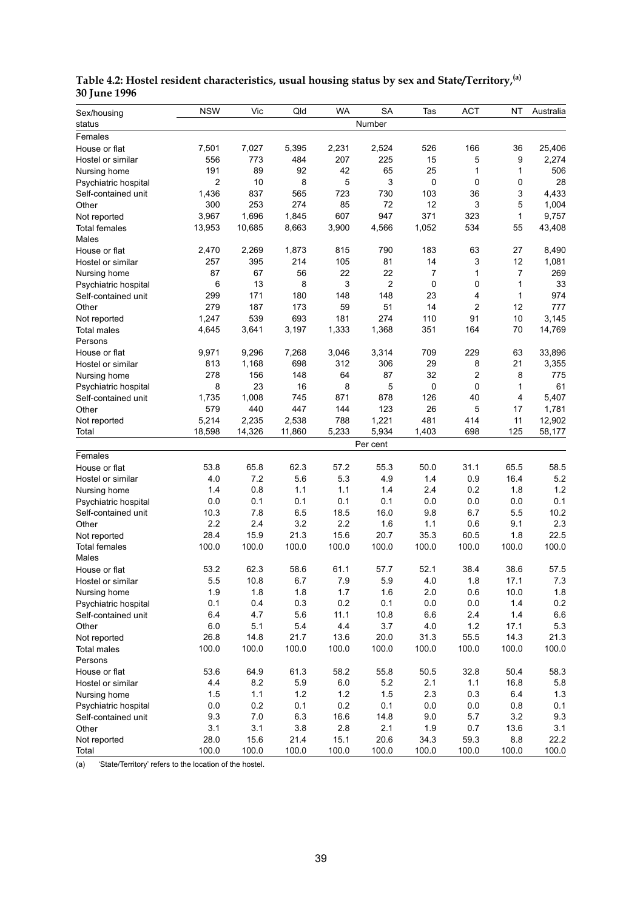**Table 4.2: Hostel resident characteristics, usual housing status by sex and State/Territory,[(a)] 30 June 1996**

| Sex/housing status | NSW | Vic | Qld | WA | SA | Tas | ACT | NT | Australia |
|---|---|---|---|---|---|---|---|---|---|
| | | | | | Number | | | | |
| **Females** | | | | | | | | | |
| House or flat | 7,501 | 7,027 | 5,395 | 2,231 | 2,524 | 526 | 166 | 36 | 25,406 |
| Hostel or similar | 556 | 773 | 484 | 207 | 225 | 15 | 5 | 9 | 2,274 |
| Nursing home | 191 | 89 | 92 | 42 | 65 | 25 | 1 | 1 | 506 |
| Psychiatric hospital | 2 | 10 | 8 | 5 | 3 | 0 | 0 | 0 | 28 |
| Self-contained unit | 1,436 | 837 | 565 | 723 | 730 | 103 | 36 | 3 | 4,433 |
| Other | 300 | 253 | 274 | 85 | 72 | 12 | 3 | 5 | 1,004 |
| Not reported | 3,967 | 1,696 | 1,845 | 607 | 947 | 371 | 323 | 1 | 9,757 |
| Total females | 13,953 | 10,685 | 8,663 | 3,900 | 4,566 | 1,052 | 534 | 55 | 43,408 |
| **Males** | | | | | | | | | |
| House or flat | 2,470 | 2,269 | 1,873 | 815 | 790 | 183 | 63 | 27 | 8,490 |
| Hostel or similar | 257 | 395 | 214 | 105 | 81 | 14 | 3 | 12 | 1,081 |
| Nursing home | 87 | 67 | 56 | 22 | 22 | 7 | 1 | 7 | 269 |
| Psychiatric hospital | 6 | 13 | 8 | 3 | 2 | 0 | 0 | 1 | 33 |
| Self-contained unit | 299 | 171 | 180 | 148 | 148 | 23 | 4 | 1 | 974 |
| Other | 279 | 187 | 173 | 59 | 51 | 14 | 2 | 12 | 777 |
| Not reported | 1,247 | 539 | 693 | 181 | 274 | 110 | 91 | 10 | 3,145 |
| Total males | 4,645 | 3,641 | 3,197 | 1,333 | 1,368 | 351 | 164 | 70 | 14,769 |
| **Persons** | | | | | | | | | |
| House or flat | 9,971 | 9,296 | 7,268 | 3,046 | 3,314 | 709 | 229 | 63 | 33,896 |
| Hostel or similar | 813 | 1,168 | 698 | 312 | 306 | 29 | 8 | 21 | 3,355 |
| Nursing home | 278 | 156 | 148 | 64 | 87 | 32 | 2 | 8 | 775 |
| Psychiatric hospital | 8 | 23 | 16 | 8 | 5 | 0 | 0 | 1 | 61 |
| Self-contained unit | 1,735 | 1,008 | 745 | 871 | 878 | 126 | 40 | 4 | 5,407 |
| Other | 579 | 440 | 447 | 144 | 123 | 26 | 5 | 17 | 1,781 |
| Not reported | 5,214 | 2,235 | 2,538 | 788 | 1,221 | 481 | 414 | 11 | 12,902 |
| Total | 18,598 | 14,326 | 11,860 | 5,233 | 5,934 | 1,403 | 698 | 125 | 58,177 |
| | | | | | Per cent | | | | |
| **Females** | | | | | | | | | |
| House or flat | 53.8 | 65.8 | 62.3 | 57.2 | 55.3 | 50.0 | 31.1 | 65.5 | 58.5 |
| Hostel or similar | 4.0 | 7.2 | 5.6 | 5.3 | 4.9 | 1.4 | 0.9 | 16.4 | 5.2 |
| Nursing home | 1.4 | 0.8 | 1.1 | 1.1 | 1.4 | 2.4 | 0.2 | 1.8 | 1.2 |
| Psychiatric hospital | 0.0 | 0.1 | 0.1 | 0.1 | 0.1 | 0.0 | 0.0 | 0.0 | 0.1 |
| Self-contained unit | 10.3 | 7.8 | 6.5 | 18.5 | 16.0 | 9.8 | 6.7 | 5.5 | 10.2 |
| Other | 2.2 | 2.4 | 3.2 | 2.2 | 1.6 | 1.1 | 0.6 | 9.1 | 2.3 |
| Not reported | 28.4 | 15.9 | 21.3 | 15.6 | 20.7 | 35.3 | 60.5 | 1.8 | 22.5 |
| Total females | 100.0 | 100.0 | 100.0 | 100.0 | 100.0 | 100.0 | 100.0 | 100.0 | 100.0 |
| **Males** | | | | | | | | | |
| House or flat | 53.2 | 62.3 | 58.6 | 61.1 | 57.7 | 52.1 | 38.4 | 38.6 | 57.5 |
| Hostel or similar | 5.5 | 10.8 | 6.7 | 7.9 | 5.9 | 4.0 | 1.8 | 17.1 | 7.3 |
| Nursing home | 1.9 | 1.8 | 1.8 | 1.7 | 1.6 | 2.0 | 0.6 | 10.0 | 1.8 |
| Psychiatric hospital | 0.1 | 0.4 | 0.3 | 0.2 | 0.1 | 0.0 | 0.0 | 1.4 | 0.2 |
| Self-contained unit | 6.4 | 4.7 | 5.6 | 11.1 | 10.8 | 6.6 | 2.4 | 1.4 | 6.6 |
| Other | 6.0 | 5.1 | 5.4 | 4.4 | 3.7 | 4.0 | 1.2 | 17.1 | 5.3 |
| Not reported | 26.8 | 14.8 | 21.7 | 13.6 | 20.0 | 31.3 | 55.5 | 14.3 | 21.3 |
| Total males | 100.0 | 100.0 | 100.0 | 100.0 | 100.0 | 100.0 | 100.0 | 100.0 | 100.0 |
| **Persons** | | | | | | | | | |
| House or flat | 53.6 | 64.9 | 61.3 | 58.2 | 55.8 | 50.5 | 32.8 | 50.4 | 58.3 |
| Hostel or similar | 4.4 | 8.2 | 5.9 | 6.0 | 5.2 | 2.1 | 1.1 | 16.8 | 5.8 |
| Nursing home | 1.5 | 1.1 | 1.2 | 1.2 | 1.5 | 2.3 | 0.3 | 6.4 | 1.3 |
| Psychiatric hospital | 0.0 | 0.2 | 0.1 | 0.2 | 0.1 | 0.0 | 0.0 | 0.8 | 0.1 |
| Self-contained unit | 9.3 | 7.0 | 6.3 | 16.6 | 14.8 | 9.0 | 5.7 | 3.2 | 9.3 |
| Other | 3.1 | 3.1 | 3.8 | 2.8 | 2.1 | 1.9 | 0.7 | 13.6 | 3.1 |
| Not reported | 28.0 | 15.6 | 21.4 | 15.1 | 20.6 | 34.3 | 59.3 | 8.8 | 22.2 |
| Total | 100.0 | 100.0 | 100.0 | 100.0 | 100.0 | 100.0 | 100.0 | 100.0 | 100.0 |

(a) 'State/Territory' refers to the location of the hostel.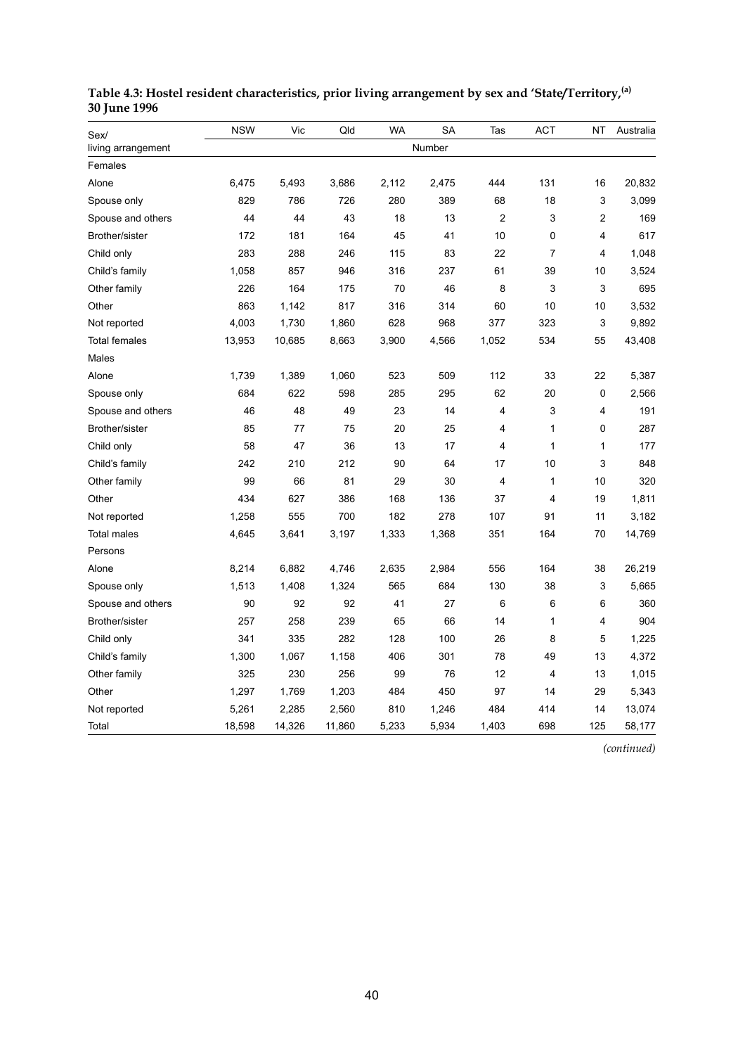**Table 4.3: Hostel resident characteristics, prior living arrangement by sex and 'State/Territory,[(a)] 30 June 1996**

| Sex/ living arrangement | NSW | Vic | Qld | WA | SA | Tas | ACT | NT | Australia |
|---|---|---|---|---|---|---|---|---|---|
| | | | | | Number | | | | |
| Females | | | | | | | | | |
| Alone | 6,475 | 5,493 | 3,686 | 2,112 | 2,475 | 444 | 131 | 16 | 20,832 |
| Spouse only | 829 | 786 | 726 | 280 | 389 | 68 | 18 | 3 | 3,099 |
| Spouse and others | 44 | 44 | 43 | 18 | 13 | 2 | 3 | 2 | 169 |
| Brother/sister | 172 | 181 | 164 | 45 | 41 | 10 | 0 | 4 | 617 |
| Child only | 283 | 288 | 246 | 115 | 83 | 22 | 7 | 4 | 1,048 |
| Child's family | 1,058 | 857 | 946 | 316 | 237 | 61 | 39 | 10 | 3,524 |
| Other family | 226 | 164 | 175 | 70 | 46 | 8 | 3 | 3 | 695 |
| Other | 863 | 1,142 | 817 | 316 | 314 | 60 | 10 | 10 | 3,532 |
| Not reported | 4,003 | 1,730 | 1,860 | 628 | 968 | 377 | 323 | 3 | 9,892 |
| Total females | 13,953 | 10,685 | 8,663 | 3,900 | 4,566 | 1,052 | 534 | 55 | 43,408 |
| Males | | | | | | | | | |
| Alone | 1,739 | 1,389 | 1,060 | 523 | 509 | 112 | 33 | 22 | 5,387 |
| Spouse only | 684 | 622 | 598 | 285 | 295 | 62 | 20 | 0 | 2,566 |
| Spouse and others | 46 | 48 | 49 | 23 | 14 | 4 | 3 | 4 | 191 |
| Brother/sister | 85 | 77 | 75 | 20 | 25 | 4 | 1 | 0 | 287 |
| Child only | 58 | 47 | 36 | 13 | 17 | 4 | 1 | 1 | 177 |
| Child's family | 242 | 210 | 212 | 90 | 64 | 17 | 10 | 3 | 848 |
| Other family | 99 | 66 | 81 | 29 | 30 | 4 | 1 | 10 | 320 |
| Other | 434 | 627 | 386 | 168 | 136 | 37 | 4 | 19 | 1,811 |
| Not reported | 1,258 | 555 | 700 | 182 | 278 | 107 | 91 | 11 | 3,182 |
| Total males | 4,645 | 3,641 | 3,197 | 1,333 | 1,368 | 351 | 164 | 70 | 14,769 |
| Persons | | | | | | | | | |
| Alone | 8,214 | 6,882 | 4,746 | 2,635 | 2,984 | 556 | 164 | 38 | 26,219 |
| Spouse only | 1,513 | 1,408 | 1,324 | 565 | 684 | 130 | 38 | 3 | 5,665 |
| Spouse and others | 90 | 92 | 92 | 41 | 27 | 6 | 6 | 6 | 360 |
| Brother/sister | 257 | 258 | 239 | 65 | 66 | 14 | 1 | 4 | 904 |
| Child only | 341 | 335 | 282 | 128 | 100 | 26 | 8 | 5 | 1,225 |
| Child's family | 1,300 | 1,067 | 1,158 | 406 | 301 | 78 | 49 | 13 | 4,372 |
| Other family | 325 | 230 | 256 | 99 | 76 | 12 | 4 | 13 | 1,015 |
| Other | 1,297 | 1,769 | 1,203 | 484 | 450 | 97 | 14 | 29 | 5,343 |
| Not reported | 5,261 | 2,285 | 2,560 | 810 | 1,246 | 484 | 414 | 14 | 13,074 |
| Total | 18,598 | 14,326 | 11,860 | 5,233 | 5,934 | 1,403 | 698 | 125 | 58,177 |

*(continued)*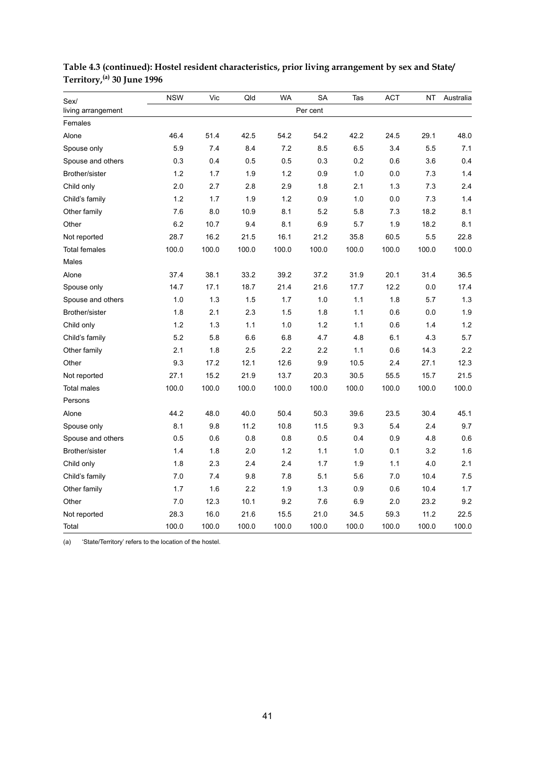**Table 4.3 (continued): Hostel resident characteristics, prior living arrangement by sex and State/ Territory,[(a)] 30 June 1996**

| Sex/ living arrangement | NSW | Vic | Qld | WA | SA | Tas | ACT | NT | Australia |
|---|---|---|---|---|---|---|---|---|---|
| | | | | | Per cent | | | | |
| Females | | | | | | | | | |
| Alone | 46.4 | 51.4 | 42.5 | 54.2 | 54.2 | 42.2 | 24.5 | 29.1 | 48.0 |
| Spouse only | 5.9 | 7.4 | 8.4 | 7.2 | 8.5 | 6.5 | 3.4 | 5.5 | 7.1 |
| Spouse and others | 0.3 | 0.4 | 0.5 | 0.5 | 0.3 | 0.2 | 0.6 | 3.6 | 0.4 |
| Brother/sister | 1.2 | 1.7 | 1.9 | 1.2 | 0.9 | 1.0 | 0.0 | 7.3 | 1.4 |
| Child only | 2.0 | 2.7 | 2.8 | 2.9 | 1.8 | 2.1 | 1.3 | 7.3 | 2.4 |
| Child's family | 1.2 | 1.7 | 1.9 | 1.2 | 0.9 | 1.0 | 0.0 | 7.3 | 1.4 |
| Other family | 7.6 | 8.0 | 10.9 | 8.1 | 5.2 | 5.8 | 7.3 | 18.2 | 8.1 |
| Other | 6.2 | 10.7 | 9.4 | 8.1 | 6.9 | 5.7 | 1.9 | 18.2 | 8.1 |
| Not reported | 28.7 | 16.2 | 21.5 | 16.1 | 21.2 | 35.8 | 60.5 | 5.5 | 22.8 |
| Total females | 100.0 | 100.0 | 100.0 | 100.0 | 100.0 | 100.0 | 100.0 | 100.0 | 100.0 |
| Males | | | | | | | | | |
| Alone | 37.4 | 38.1 | 33.2 | 39.2 | 37.2 | 31.9 | 20.1 | 31.4 | 36.5 |
| Spouse only | 14.7 | 17.1 | 18.7 | 21.4 | 21.6 | 17.7 | 12.2 | 0.0 | 17.4 |
| Spouse and others | 1.0 | 1.3 | 1.5 | 1.7 | 1.0 | 1.1 | 1.8 | 5.7 | 1.3 |
| Brother/sister | 1.8 | 2.1 | 2.3 | 1.5 | 1.8 | 1.1 | 0.6 | 0.0 | 1.9 |
| Child only | 1.2 | 1.3 | 1.1 | 1.0 | 1.2 | 1.1 | 0.6 | 1.4 | 1.2 |
| Child's family | 5.2 | 5.8 | 6.6 | 6.8 | 4.7 | 4.8 | 6.1 | 4.3 | 5.7 |
| Other family | 2.1 | 1.8 | 2.5 | 2.2 | 2.2 | 1.1 | 0.6 | 14.3 | 2.2 |
| Other | 9.3 | 17.2 | 12.1 | 12.6 | 9.9 | 10.5 | 2.4 | 27.1 | 12.3 |
| Not reported | 27.1 | 15.2 | 21.9 | 13.7 | 20.3 | 30.5 | 55.5 | 15.7 | 21.5 |
| Total males | 100.0 | 100.0 | 100.0 | 100.0 | 100.0 | 100.0 | 100.0 | 100.0 | 100.0 |
| Persons | | | | | | | | | |
| Alone | 44.2 | 48.0 | 40.0 | 50.4 | 50.3 | 39.6 | 23.5 | 30.4 | 45.1 |
| Spouse only | 8.1 | 9.8 | 11.2 | 10.8 | 11.5 | 9.3 | 5.4 | 2.4 | 9.7 |
| Spouse and others | 0.5 | 0.6 | 0.8 | 0.8 | 0.5 | 0.4 | 0.9 | 4.8 | 0.6 |
| Brother/sister | 1.4 | 1.8 | 2.0 | 1.2 | 1.1 | 1.0 | 0.1 | 3.2 | 1.6 |
| Child only | 1.8 | 2.3 | 2.4 | 2.4 | 1.7 | 1.9 | 1.1 | 4.0 | 2.1 |
| Child's family | 7.0 | 7.4 | 9.8 | 7.8 | 5.1 | 5.6 | 7.0 | 10.4 | 7.5 |
| Other family | 1.7 | 1.6 | 2.2 | 1.9 | 1.3 | 0.9 | 0.6 | 10.4 | 1.7 |
| Other | 7.0 | 12.3 | 10.1 | 9.2 | 7.6 | 6.9 | 2.0 | 23.2 | 9.2 |
| Not reported | 28.3 | 16.0 | 21.6 | 15.5 | 21.0 | 34.5 | 59.3 | 11.2 | 22.5 |
| Total | 100.0 | 100.0 | 100.0 | 100.0 | 100.0 | 100.0 | 100.0 | 100.0 | 100.0 |

(a) 'State/Territory' refers to the location of the hostel.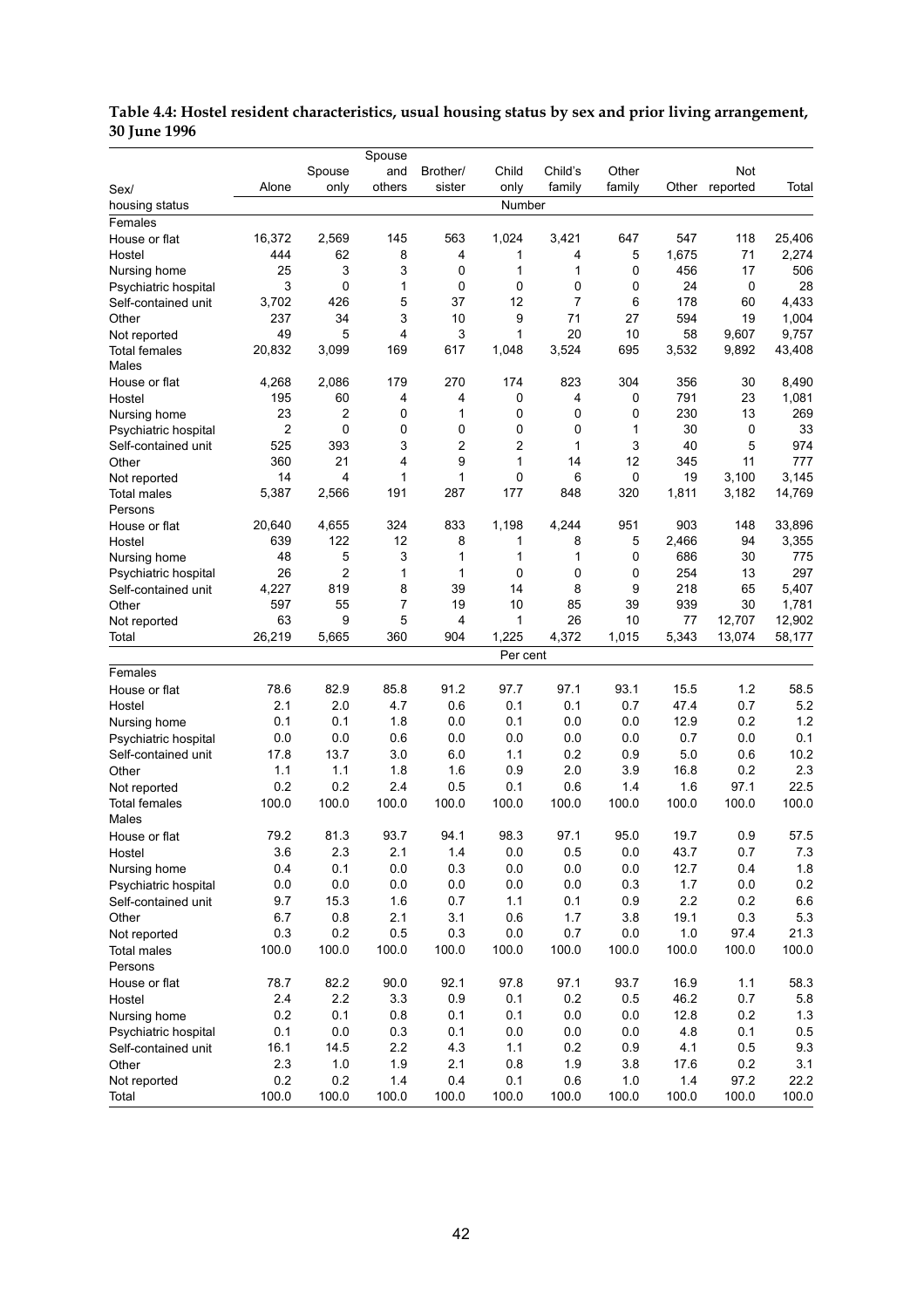**Table 4.4: Hostel resident characteristics, usual housing status by sex and prior living arrangement, 30 June 1996**

| Sex/ housing status | Alone | Spouse only | Spouse and others | Brother/ sister | Child only | Child's family | Other family | Other | Not reported | Total |
|---|---|---|---|---|---|---|---|---|---|---|
| | | | | | Number | | | | | |
| Females | | | | | | | | | | |
| House or flat | 16,372 | 2,569 | 145 | 563 | 1,024 | 3,421 | 647 | 547 | 118 | 25,406 |
| Hostel | 444 | 62 | 8 | 4 | 1 | 4 | 5 | 1,675 | 71 | 2,274 |
| Nursing home | 25 | 3 | 3 | 0 | 1 | 1 | 0 | 456 | 17 | 506 |
| Psychiatric hospital | 3 | 0 | 1 | 0 | 0 | 0 | 0 | 24 | 0 | 28 |
| Self-contained unit | 3,702 | 426 | 5 | 37 | 12 | 7 | 6 | 178 | 60 | 4,433 |
| Other | 237 | 34 | 3 | 10 | 9 | 71 | 27 | 594 | 19 | 1,004 |
| Not reported | 49 | 5 | 4 | 3 | 1 | 20 | 10 | 58 | 9,607 | 9,757 |
| Total females | 20,832 | 3,099 | 169 | 617 | 1,048 | 3,524 | 695 | 3,532 | 9,892 | 43,408 |
| Males | | | | | | | | | | |
| House or flat | 4,268 | 2,086 | 179 | 270 | 174 | 823 | 304 | 356 | 30 | 8,490 |
| Hostel | 195 | 60 | 4 | 4 | 0 | 4 | 0 | 791 | 23 | 1,081 |
| Nursing home | 23 | 2 | 0 | 1 | 0 | 0 | 0 | 230 | 13 | 269 |
| Psychiatric hospital | 2 | 0 | 0 | 0 | 0 | 0 | 1 | 30 | 0 | 33 |
| Self-contained unit | 525 | 393 | 3 | 2 | 2 | 1 | 3 | 40 | 5 | 974 |
| Other | 360 | 21 | 4 | 9 | 1 | 14 | 12 | 345 | 11 | 777 |
| Not reported | 14 | 4 | 1 | 1 | 0 | 6 | 0 | 19 | 3,100 | 3,145 |
| Total males | 5,387 | 2,566 | 191 | 287 | 177 | 848 | 320 | 1,811 | 3,182 | 14,769 |
| Persons | | | | | | | | | | |
| House or flat | 20,640 | 4,655 | 324 | 833 | 1,198 | 4,244 | 951 | 903 | 148 | 33,896 |
| Hostel | 639 | 122 | 12 | 8 | 1 | 8 | 5 | 2,466 | 94 | 3,355 |
| Nursing home | 48 | 5 | 3 | 1 | 1 | 1 | 0 | 686 | 30 | 775 |
| Psychiatric hospital | 26 | 2 | 1 | 1 | 0 | 0 | 0 | 254 | 13 | 297 |
| Self-contained unit | 4,227 | 819 | 8 | 39 | 14 | 8 | 9 | 218 | 65 | 5,407 |
| Other | 597 | 55 | 7 | 19 | 10 | 85 | 39 | 939 | 30 | 1,781 |
| Not reported | 63 | 9 | 5 | 4 | 1 | 26 | 10 | 77 | 12,707 | 12,902 |
| Total | 26,219 | 5,665 | 360 | 904 | 1,225 | 4,372 | 1,015 | 5,343 | 13,074 | 58,177 |
| | | | | | Per cent | | | | | |
| Females | | | | | | | | | | |
| House or flat | 78.6 | 82.9 | 85.8 | 91.2 | 97.7 | 97.1 | 93.1 | 15.5 | 1.2 | 58.5 |
| Hostel | 2.1 | 2.0 | 4.7 | 0.6 | 0.1 | 0.1 | 0.7 | 47.4 | 0.7 | 5.2 |
| Nursing home | 0.1 | 0.1 | 1.8 | 0.0 | 0.1 | 0.0 | 0.0 | 12.9 | 0.2 | 1.2 |
| Psychiatric hospital | 0.0 | 0.0 | 0.6 | 0.0 | 0.0 | 0.0 | 0.0 | 0.7 | 0.0 | 0.1 |
| Self-contained unit | 17.8 | 13.7 | 3.0 | 6.0 | 1.1 | 0.2 | 0.9 | 5.0 | 0.6 | 10.2 |
| Other | 1.1 | 1.1 | 1.8 | 1.6 | 0.9 | 2.0 | 3.9 | 16.8 | 0.2 | 2.3 |
| Not reported | 0.2 | 0.2 | 2.4 | 0.5 | 0.1 | 0.6 | 1.4 | 1.6 | 97.1 | 22.5 |
| Total females | 100.0 | 100.0 | 100.0 | 100.0 | 100.0 | 100.0 | 100.0 | 100.0 | 100.0 | 100.0 |
| Males | | | | | | | | | | |
| House or flat | 79.2 | 81.3 | 93.7 | 94.1 | 98.3 | 97.1 | 95.0 | 19.7 | 0.9 | 57.5 |
| Hostel | 3.6 | 2.3 | 2.1 | 1.4 | 0.0 | 0.5 | 0.0 | 43.7 | 0.7 | 7.3 |
| Nursing home | 0.4 | 0.1 | 0.0 | 0.3 | 0.0 | 0.0 | 0.0 | 12.7 | 0.4 | 1.8 |
| Psychiatric hospital | 0.0 | 0.0 | 0.0 | 0.0 | 0.0 | 0.0 | 0.3 | 1.7 | 0.0 | 0.2 |
| Self-contained unit | 9.7 | 15.3 | 1.6 | 0.7 | 1.1 | 0.1 | 0.9 | 2.2 | 0.2 | 6.6 |
| Other | 6.7 | 0.8 | 2.1 | 3.1 | 0.6 | 1.7 | 3.8 | 19.1 | 0.3 | 5.3 |
| Not reported | 0.3 | 0.2 | 0.5 | 0.3 | 0.0 | 0.7 | 0.0 | 1.0 | 97.4 | 21.3 |
| Total males | 100.0 | 100.0 | 100.0 | 100.0 | 100.0 | 100.0 | 100.0 | 100.0 | 100.0 | 100.0 |
| Persons | | | | | | | | | | |
| House or flat | 78.7 | 82.2 | 90.0 | 92.1 | 97.8 | 97.1 | 93.7 | 16.9 | 1.1 | 58.3 |
| Hostel | 2.4 | 2.2 | 3.3 | 0.9 | 0.1 | 0.2 | 0.5 | 46.2 | 0.7 | 5.8 |
| Nursing home | 0.2 | 0.1 | 0.8 | 0.1 | 0.1 | 0.0 | 0.0 | 12.8 | 0.2 | 1.3 |
| Psychiatric hospital | 0.1 | 0.0 | 0.3 | 0.1 | 0.0 | 0.0 | 0.0 | 4.8 | 0.1 | 0.5 |
| Self-contained unit | 16.1 | 14.5 | 2.2 | 4.3 | 1.1 | 0.2 | 0.9 | 4.1 | 0.5 | 9.3 |
| Other | 2.3 | 1.0 | 1.9 | 2.1 | 0.8 | 1.9 | 3.8 | 17.6 | 0.2 | 3.1 |
| Not reported | 0.2 | 0.2 | 1.4 | 0.4 | 0.1 | 0.6 | 1.0 | 1.4 | 97.2 | 22.2 |
| Total | 100.0 | 100.0 | 100.0 | 100.0 | 100.0 | 100.0 | 100.0 | 100.0 | 100.0 | 100.0 |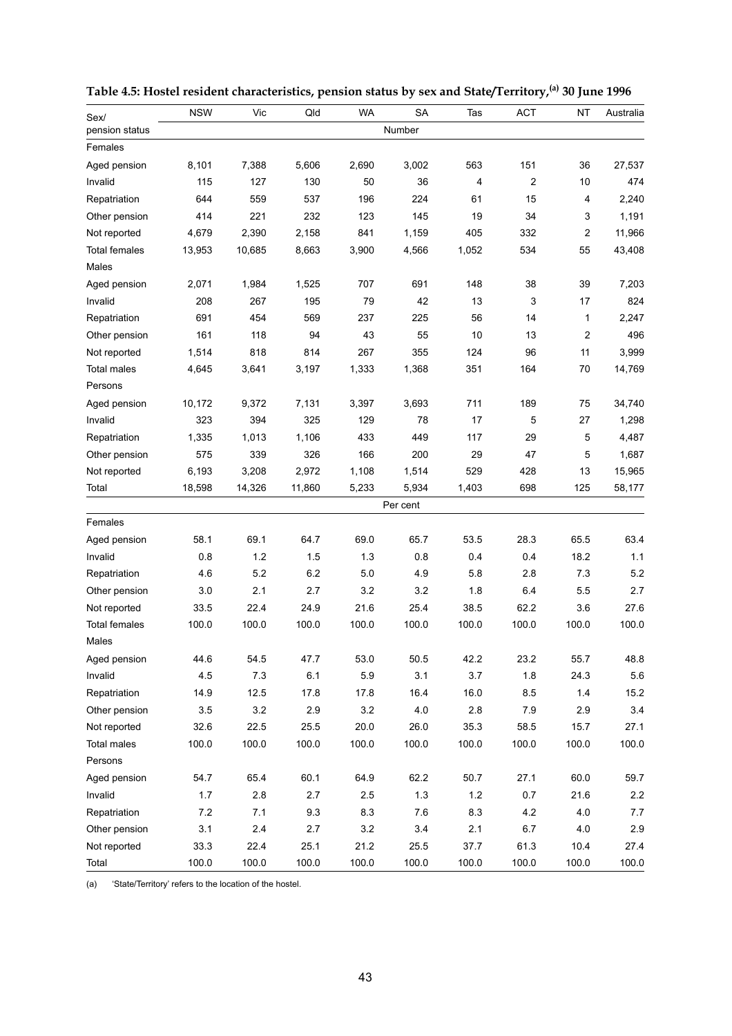**Table 4.5: Hostel resident characteristics, pension status by sex and State/Territory,[(a)] 30 June 1996**

| Sex/ pension status | NSW | Vic | Qld | WA | SA | Tas | ACT | NT | Australia |
|---|---|---|---|---|---|---|---|---|---|
| | | | | | Number | | | | |
| Females | | | | | | | | | |
| Aged pension | 8,101 | 7,388 | 5,606 | 2,690 | 3,002 | 563 | 151 | 36 | 27,537 |
| Invalid | 115 | 127 | 130 | 50 | 36 | 4 | 2 | 10 | 474 |
| Repatriation | 644 | 559 | 537 | 196 | 224 | 61 | 15 | 4 | 2,240 |
| Other pension | 414 | 221 | 232 | 123 | 145 | 19 | 34 | 3 | 1,191 |
| Not reported | 4,679 | 2,390 | 2,158 | 841 | 1,159 | 405 | 332 | 2 | 11,966 |
| Total females | 13,953 | 10,685 | 8,663 | 3,900 | 4,566 | 1,052 | 534 | 55 | 43,408 |
| Males | | | | | | | | | |
| Aged pension | 2,071 | 1,984 | 1,525 | 707 | 691 | 148 | 38 | 39 | 7,203 |
| Invalid | 208 | 267 | 195 | 79 | 42 | 13 | 3 | 17 | 824 |
| Repatriation | 691 | 454 | 569 | 237 | 225 | 56 | 14 | 1 | 2,247 |
| Other pension | 161 | 118 | 94 | 43 | 55 | 10 | 13 | 2 | 496 |
| Not reported | 1,514 | 818 | 814 | 267 | 355 | 124 | 96 | 11 | 3,999 |
| Total males | 4,645 | 3,641 | 3,197 | 1,333 | 1,368 | 351 | 164 | 70 | 14,769 |
| Persons | | | | | | | | | |
| Aged pension | 10,172 | 9,372 | 7,131 | 3,397 | 3,693 | 711 | 189 | 75 | 34,740 |
| Invalid | 323 | 394 | 325 | 129 | 78 | 17 | 5 | 27 | 1,298 |
| Repatriation | 1,335 | 1,013 | 1,106 | 433 | 449 | 117 | 29 | 5 | 4,487 |
| Other pension | 575 | 339 | 326 | 166 | 200 | 29 | 47 | 5 | 1,687 |
| Not reported | 6,193 | 3,208 | 2,972 | 1,108 | 1,514 | 529 | 428 | 13 | 15,965 |
| Total | 18,598 | 14,326 | 11,860 | 5,233 | 5,934 | 1,403 | 698 | 125 | 58,177 |
| | | | | | Per cent | | | | |
| Females | | | | | | | | | |
| Aged pension | 58.1 | 69.1 | 64.7 | 69.0 | 65.7 | 53.5 | 28.3 | 65.5 | 63.4 |
| Invalid | 0.8 | 1.2 | 1.5 | 1.3 | 0.8 | 0.4 | 0.4 | 18.2 | 1.1 |
| Repatriation | 4.6 | 5.2 | 6.2 | 5.0 | 4.9 | 5.8 | 2.8 | 7.3 | 5.2 |
| Other pension | 3.0 | 2.1 | 2.7 | 3.2 | 3.2 | 1.8 | 6.4 | 5.5 | 2.7 |
| Not reported | 33.5 | 22.4 | 24.9 | 21.6 | 25.4 | 38.5 | 62.2 | 3.6 | 27.6 |
| Total females | 100.0 | 100.0 | 100.0 | 100.0 | 100.0 | 100.0 | 100.0 | 100.0 | 100.0 |
| Males | | | | | | | | | |
| Aged pension | 44.6 | 54.5 | 47.7 | 53.0 | 50.5 | 42.2 | 23.2 | 55.7 | 48.8 |
| Invalid | 4.5 | 7.3 | 6.1 | 5.9 | 3.1 | 3.7 | 1.8 | 24.3 | 5.6 |
| Repatriation | 14.9 | 12.5 | 17.8 | 17.8 | 16.4 | 16.0 | 8.5 | 1.4 | 15.2 |
| Other pension | 3.5 | 3.2 | 2.9 | 3.2 | 4.0 | 2.8 | 7.9 | 2.9 | 3.4 |
| Not reported | 32.6 | 22.5 | 25.5 | 20.0 | 26.0 | 35.3 | 58.5 | 15.7 | 27.1 |
| Total males | 100.0 | 100.0 | 100.0 | 100.0 | 100.0 | 100.0 | 100.0 | 100.0 | 100.0 |
| Persons | | | | | | | | | |
| Aged pension | 54.7 | 65.4 | 60.1 | 64.9 | 62.2 | 50.7 | 27.1 | 60.0 | 59.7 |
| Invalid | 1.7 | 2.8 | 2.7 | 2.5 | 1.3 | 1.2 | 0.7 | 21.6 | 2.2 |
| Repatriation | 7.2 | 7.1 | 9.3 | 8.3 | 7.6 | 8.3 | 4.2 | 4.0 | 7.7 |
| Other pension | 3.1 | 2.4 | 2.7 | 3.2 | 3.4 | 2.1 | 6.7 | 4.0 | 2.9 |
| Not reported | 33.3 | 22.4 | 25.1 | 21.2 | 25.5 | 37.7 | 61.3 | 10.4 | 27.4 |
| Total | 100.0 | 100.0 | 100.0 | 100.0 | 100.0 | 100.0 | 100.0 | 100.0 | 100.0 |

(a) 'State/Territory' refers to the location of the hostel.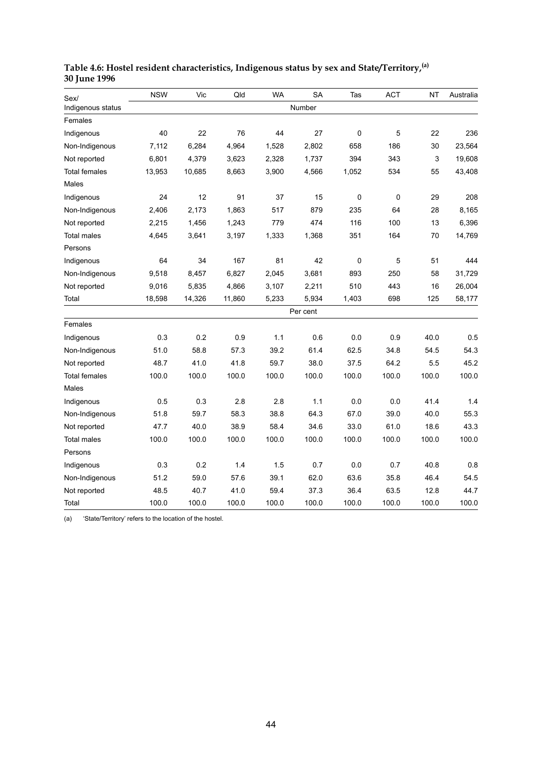**Table 4.6: Hostel resident characteristics, Indigenous status by sex and State/Territory,[(a)] 30 June 1996**

| Sex/ Indigenous status | NSW | Vic | Qld | WA | SA | Tas | ACT | NT | Australia |
|---|---|---|---|---|---|---|---|---|---|
| | | | | | Number | | | | |
| Females | | | | | | | | | |
| Indigenous | 40 | 22 | 76 | 44 | 27 | 0 | 5 | 22 | 236 |
| Non-Indigenous | 7,112 | 6,284 | 4,964 | 1,528 | 2,802 | 658 | 186 | 30 | 23,564 |
| Not reported | 6,801 | 4,379 | 3,623 | 2,328 | 1,737 | 394 | 343 | 3 | 19,608 |
| Total females | 13,953 | 10,685 | 8,663 | 3,900 | 4,566 | 1,052 | 534 | 55 | 43,408 |
| Males | | | | | | | | | |
| Indigenous | 24 | 12 | 91 | 37 | 15 | 0 | 0 | 29 | 208 |
| Non-Indigenous | 2,406 | 2,173 | 1,863 | 517 | 879 | 235 | 64 | 28 | 8,165 |
| Not reported | 2,215 | 1,456 | 1,243 | 779 | 474 | 116 | 100 | 13 | 6,396 |
| Total males | 4,645 | 3,641 | 3,197 | 1,333 | 1,368 | 351 | 164 | 70 | 14,769 |
| Persons | | | | | | | | | |
| Indigenous | 64 | 34 | 167 | 81 | 42 | 0 | 5 | 51 | 444 |
| Non-Indigenous | 9,518 | 8,457 | 6,827 | 2,045 | 3,681 | 893 | 250 | 58 | 31,729 |
| Not reported | 9,016 | 5,835 | 4,866 | 3,107 | 2,211 | 510 | 443 | 16 | 26,004 |
| Total | 18,598 | 14,326 | 11,860 | 5,233 | 5,934 | 1,403 | 698 | 125 | 58,177 |
| | | | | | Per cent | | | | |
| Females | | | | | | | | | |
| Indigenous | 0.3 | 0.2 | 0.9 | 1.1 | 0.6 | 0.0 | 0.9 | 40.0 | 0.5 |
| Non-Indigenous | 51.0 | 58.8 | 57.3 | 39.2 | 61.4 | 62.5 | 34.8 | 54.5 | 54.3 |
| Not reported | 48.7 | 41.0 | 41.8 | 59.7 | 38.0 | 37.5 | 64.2 | 5.5 | 45.2 |
| Total females | 100.0 | 100.0 | 100.0 | 100.0 | 100.0 | 100.0 | 100.0 | 100.0 | 100.0 |
| Males | | | | | | | | | |
| Indigenous | 0.5 | 0.3 | 2.8 | 2.8 | 1.1 | 0.0 | 0.0 | 41.4 | 1.4 |
| Non-Indigenous | 51.8 | 59.7 | 58.3 | 38.8 | 64.3 | 67.0 | 39.0 | 40.0 | 55.3 |
| Not reported | 47.7 | 40.0 | 38.9 | 58.4 | 34.6 | 33.0 | 61.0 | 18.6 | 43.3 |
| Total males | 100.0 | 100.0 | 100.0 | 100.0 | 100.0 | 100.0 | 100.0 | 100.0 | 100.0 |
| Persons | | | | | | | | | |
| Indigenous | 0.3 | 0.2 | 1.4 | 1.5 | 0.7 | 0.0 | 0.7 | 40.8 | 0.8 |
| Non-Indigenous | 51.2 | 59.0 | 57.6 | 39.1 | 62.0 | 63.6 | 35.8 | 46.4 | 54.5 |
| Not reported | 48.5 | 40.7 | 41.0 | 59.4 | 37.3 | 36.4 | 63.5 | 12.8 | 44.7 |
| Total | 100.0 | 100.0 | 100.0 | 100.0 | 100.0 | 100.0 | 100.0 | 100.0 | 100.0 |

(a) 'State/Territory' refers to the location of the hostel.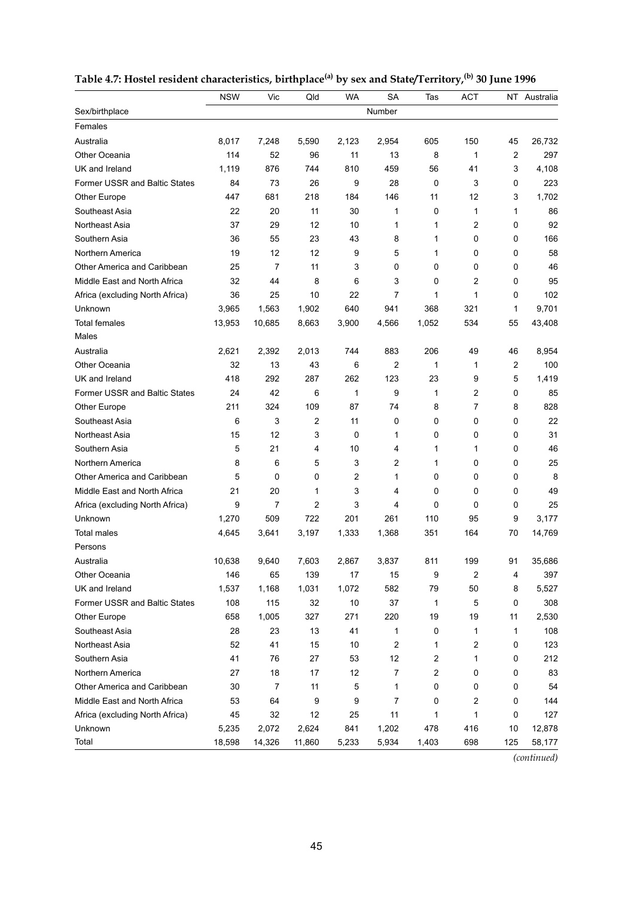**Table 4.7: Hostel resident characteristics, birthplace[(a)] by sex and State/Territory,[(b)] 30 June 1996**

| Sex/birthplace | NSW | Vic | Qld | WA | SA | Tas | ACT | NT | Australia |
|---|---|---|---|---|---|---|---|---|---|
| | | | | | Number | | | | |
| Females | | | | | | | | | |
| Australia | 8,017 | 7,248 | 5,590 | 2,123 | 2,954 | 605 | 150 | 45 | 26,732 |
| Other Oceania | 114 | 52 | 96 | 11 | 13 | 8 | 1 | 2 | 297 |
| UK and Ireland | 1,119 | 876 | 744 | 810 | 459 | 56 | 41 | 3 | 4,108 |
| Former USSR and Baltic States | 84 | 73 | 26 | 9 | 28 | 0 | 3 | 0 | 223 |
| Other Europe | 447 | 681 | 218 | 184 | 146 | 11 | 12 | 3 | 1,702 |
| Southeast Asia | 22 | 20 | 11 | 30 | 1 | 0 | 1 | 1 | 86 |
| Northeast Asia | 37 | 29 | 12 | 10 | 1 | 1 | 2 | 0 | 92 |
| Southern Asia | 36 | 55 | 23 | 43 | 8 | 1 | 0 | 0 | 166 |
| Northern America | 19 | 12 | 12 | 9 | 5 | 1 | 0 | 0 | 58 |
| Other America and Caribbean | 25 | 7 | 11 | 3 | 0 | 0 | 0 | 0 | 46 |
| Middle East and North Africa | 32 | 44 | 8 | 6 | 3 | 0 | 2 | 0 | 95 |
| Africa (excluding North Africa) | 36 | 25 | 10 | 22 | 7 | 1 | 1 | 0 | 102 |
| Unknown | 3,965 | 1,563 | 1,902 | 640 | 941 | 368 | 321 | 1 | 9,701 |
| Total females | 13,953 | 10,685 | 8,663 | 3,900 | 4,566 | 1,052 | 534 | 55 | 43,408 |
| Males | | | | | | | | | |
| Australia | 2,621 | 2,392 | 2,013 | 744 | 883 | 206 | 49 | 46 | 8,954 |
| Other Oceania | 32 | 13 | 43 | 6 | 2 | 1 | 1 | 2 | 100 |
| UK and Ireland | 418 | 292 | 287 | 262 | 123 | 23 | 9 | 5 | 1,419 |
| Former USSR and Baltic States | 24 | 42 | 6 | 1 | 9 | 1 | 2 | 0 | 85 |
| Other Europe | 211 | 324 | 109 | 87 | 74 | 8 | 7 | 8 | 828 |
| Southeast Asia | 6 | 3 | 2 | 11 | 0 | 0 | 0 | 0 | 22 |
| Northeast Asia | 15 | 12 | 3 | 0 | 1 | 0 | 0 | 0 | 31 |
| Southern Asia | 5 | 21 | 4 | 10 | 4 | 1 | 1 | 0 | 46 |
| Northern America | 8 | 6 | 5 | 3 | 2 | 1 | 0 | 0 | 25 |
| Other America and Caribbean | 5 | 0 | 0 | 2 | 1 | 0 | 0 | 0 | 8 |
| Middle East and North Africa | 21 | 20 | 1 | 3 | 4 | 0 | 0 | 0 | 49 |
| Africa (excluding North Africa) | 9 | 7 | 2 | 3 | 4 | 0 | 0 | 0 | 25 |
| Unknown | 1,270 | 509 | 722 | 201 | 261 | 110 | 95 | 9 | 3,177 |
| Total males | 4,645 | 3,641 | 3,197 | 1,333 | 1,368 | 351 | 164 | 70 | 14,769 |
| Persons | | | | | | | | | |
| Australia | 10,638 | 9,640 | 7,603 | 2,867 | 3,837 | 811 | 199 | 91 | 35,686 |
| Other Oceania | 146 | 65 | 139 | 17 | 15 | 9 | 2 | 4 | 397 |
| UK and Ireland | 1,537 | 1,168 | 1,031 | 1,072 | 582 | 79 | 50 | 8 | 5,527 |
| Former USSR and Baltic States | 108 | 115 | 32 | 10 | 37 | 1 | 5 | 0 | 308 |
| Other Europe | 658 | 1,005 | 327 | 271 | 220 | 19 | 19 | 11 | 2,530 |
| Southeast Asia | 28 | 23 | 13 | 41 | 1 | 0 | 1 | 1 | 108 |
| Northeast Asia | 52 | 41 | 15 | 10 | 2 | 1 | 2 | 0 | 123 |
| Southern Asia | 41 | 76 | 27 | 53 | 12 | 2 | 1 | 0 | 212 |
| Northern America | 27 | 18 | 17 | 12 | 7 | 2 | 0 | 0 | 83 |
| Other America and Caribbean | 30 | 7 | 11 | 5 | 1 | 0 | 0 | 0 | 54 |
| Middle East and North Africa | 53 | 64 | 9 | 9 | 7 | 0 | 2 | 0 | 144 |
| Africa (excluding North Africa) | 45 | 32 | 12 | 25 | 11 | 1 | 1 | 0 | 127 |
| Unknown | 5,235 | 2,072 | 2,624 | 841 | 1,202 | 478 | 416 | 10 | 12,878 |
| Total | 18,598 | 14,326 | 11,860 | 5,233 | 5,934 | 1,403 | 698 | 125 | 58,177 |

*(continued)*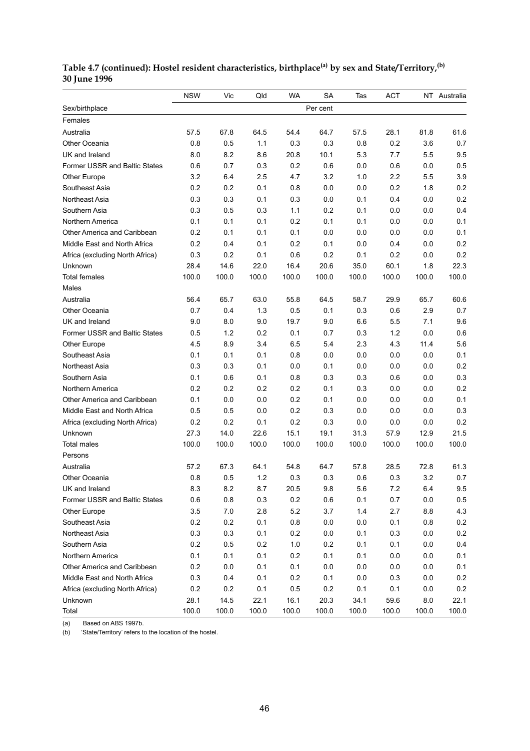**Table 4.7 (continued): Hostel resident characteristics, birthplace[(a)] by sex and State/Territory,[(b)] 30 June 1996**

| Sex/birthplace | NSW | Vic | Qld | WA | SA | Tas | ACT | NT | Australia |
|---|---|---|---|---|---|---|---|---|---|
| | | | | | Per cent | | | | |
| Females | | | | | | | | | |
| Australia | 57.5 | 67.8 | 64.5 | 54.4 | 64.7 | 57.5 | 28.1 | 81.8 | 61.6 |
| Other Oceania | 0.8 | 0.5 | 1.1 | 0.3 | 0.3 | 0.8 | 0.2 | 3.6 | 0.7 |
| UK and Ireland | 8.0 | 8.2 | 8.6 | 20.8 | 10.1 | 5.3 | 7.7 | 5.5 | 9.5 |
| Former USSR and Baltic States | 0.6 | 0.7 | 0.3 | 0.2 | 0.6 | 0.0 | 0.6 | 0.0 | 0.5 |
| Other Europe | 3.2 | 6.4 | 2.5 | 4.7 | 3.2 | 1.0 | 2.2 | 5.5 | 3.9 |
| Southeast Asia | 0.2 | 0.2 | 0.1 | 0.8 | 0.0 | 0.0 | 0.2 | 1.8 | 0.2 |
| Northeast Asia | 0.3 | 0.3 | 0.1 | 0.3 | 0.0 | 0.1 | 0.4 | 0.0 | 0.2 |
| Southern Asia | 0.3 | 0.5 | 0.3 | 1.1 | 0.2 | 0.1 | 0.0 | 0.0 | 0.4 |
| Northern America | 0.1 | 0.1 | 0.1 | 0.2 | 0.1 | 0.1 | 0.0 | 0.0 | 0.1 |
| Other America and Caribbean | 0.2 | 0.1 | 0.1 | 0.1 | 0.0 | 0.0 | 0.0 | 0.0 | 0.1 |
| Middle East and North Africa | 0.2 | 0.4 | 0.1 | 0.2 | 0.1 | 0.0 | 0.4 | 0.0 | 0.2 |
| Africa (excluding North Africa) | 0.3 | 0.2 | 0.1 | 0.6 | 0.2 | 0.1 | 0.2 | 0.0 | 0.2 |
| Unknown | 28.4 | 14.6 | 22.0 | 16.4 | 20.6 | 35.0 | 60.1 | 1.8 | 22.3 |
| Total females | 100.0 | 100.0 | 100.0 | 100.0 | 100.0 | 100.0 | 100.0 | 100.0 | 100.0 |
| Males | | | | | | | | | |
| Australia | 56.4 | 65.7 | 63.0 | 55.8 | 64.5 | 58.7 | 29.9 | 65.7 | 60.6 |
| Other Oceania | 0.7 | 0.4 | 1.3 | 0.5 | 0.1 | 0.3 | 0.6 | 2.9 | 0.7 |
| UK and Ireland | 9.0 | 8.0 | 9.0 | 19.7 | 9.0 | 6.6 | 5.5 | 7.1 | 9.6 |
| Former USSR and Baltic States | 0.5 | 1.2 | 0.2 | 0.1 | 0.7 | 0.3 | 1.2 | 0.0 | 0.6 |
| Other Europe | 4.5 | 8.9 | 3.4 | 6.5 | 5.4 | 2.3 | 4.3 | 11.4 | 5.6 |
| Southeast Asia | 0.1 | 0.1 | 0.1 | 0.8 | 0.0 | 0.0 | 0.0 | 0.0 | 0.1 |
| Northeast Asia | 0.3 | 0.3 | 0.1 | 0.0 | 0.1 | 0.0 | 0.0 | 0.0 | 0.2 |
| Southern Asia | 0.1 | 0.6 | 0.1 | 0.8 | 0.3 | 0.3 | 0.6 | 0.0 | 0.3 |
| Northern America | 0.2 | 0.2 | 0.2 | 0.2 | 0.1 | 0.3 | 0.0 | 0.0 | 0.2 |
| Other America and Caribbean | 0.1 | 0.0 | 0.0 | 0.2 | 0.1 | 0.0 | 0.0 | 0.0 | 0.1 |
| Middle East and North Africa | 0.5 | 0.5 | 0.0 | 0.2 | 0.3 | 0.0 | 0.0 | 0.0 | 0.3 |
| Africa (excluding North Africa) | 0.2 | 0.2 | 0.1 | 0.2 | 0.3 | 0.0 | 0.0 | 0.0 | 0.2 |
| Unknown | 27.3 | 14.0 | 22.6 | 15.1 | 19.1 | 31.3 | 57.9 | 12.9 | 21.5 |
| Total males | 100.0 | 100.0 | 100.0 | 100.0 | 100.0 | 100.0 | 100.0 | 100.0 | 100.0 |
| Persons | | | | | | | | | |
| Australia | 57.2 | 67.3 | 64.1 | 54.8 | 64.7 | 57.8 | 28.5 | 72.8 | 61.3 |
| Other Oceania | 0.8 | 0.5 | 1.2 | 0.3 | 0.3 | 0.6 | 0.3 | 3.2 | 0.7 |
| UK and Ireland | 8.3 | 8.2 | 8.7 | 20.5 | 9.8 | 5.6 | 7.2 | 6.4 | 9.5 |
| Former USSR and Baltic States | 0.6 | 0.8 | 0.3 | 0.2 | 0.6 | 0.1 | 0.7 | 0.0 | 0.5 |
| Other Europe | 3.5 | 7.0 | 2.8 | 5.2 | 3.7 | 1.4 | 2.7 | 8.8 | 4.3 |
| Southeast Asia | 0.2 | 0.2 | 0.1 | 0.8 | 0.0 | 0.0 | 0.1 | 0.8 | 0.2 |
| Northeast Asia | 0.3 | 0.3 | 0.1 | 0.2 | 0.0 | 0.1 | 0.3 | 0.0 | 0.2 |
| Southern Asia | 0.2 | 0.5 | 0.2 | 1.0 | 0.2 | 0.1 | 0.1 | 0.0 | 0.4 |
| Northern America | 0.1 | 0.1 | 0.1 | 0.2 | 0.1 | 0.1 | 0.0 | 0.0 | 0.1 |
| Other America and Caribbean | 0.2 | 0.0 | 0.1 | 0.1 | 0.0 | 0.0 | 0.0 | 0.0 | 0.1 |
| Middle East and North Africa | 0.3 | 0.4 | 0.1 | 0.2 | 0.1 | 0.0 | 0.3 | 0.0 | 0.2 |
| Africa (excluding North Africa) | 0.2 | 0.2 | 0.1 | 0.5 | 0.2 | 0.1 | 0.1 | 0.0 | 0.2 |
| Unknown | 28.1 | 14.5 | 22.1 | 16.1 | 20.3 | 34.1 | 59.6 | 8.0 | 22.1 |
| Total | 100.0 | 100.0 | 100.0 | 100.0 | 100.0 | 100.0 | 100.0 | 100.0 | 100.0 |

(a) Based on ABS 1997b.

(b) 'State/Territory' refers to the location of the hostel.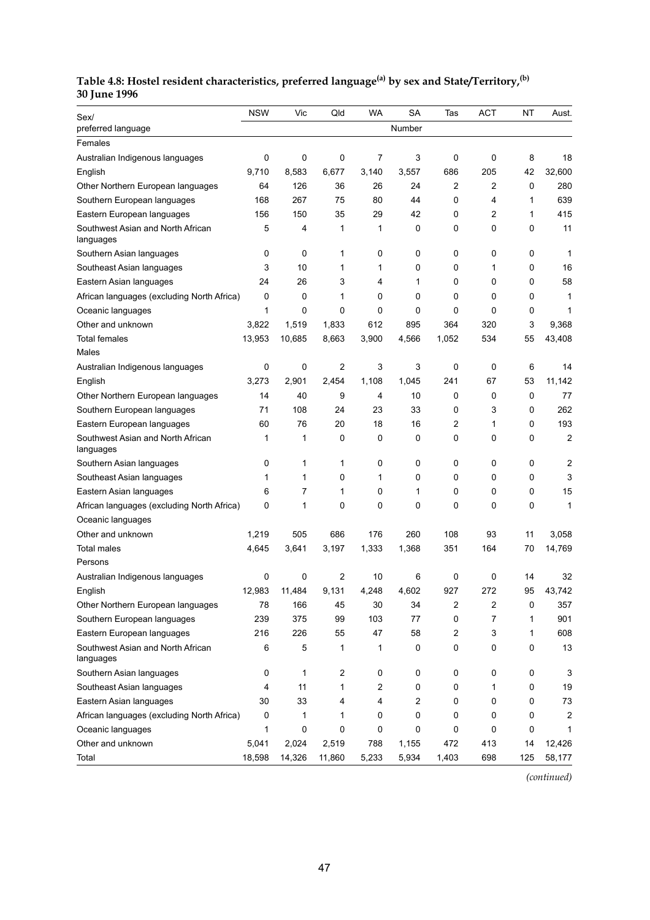**Table 4.8: Hostel resident characteristics, preferred language[(a)] by sex and State/Territory,[(b)] 30 June 1996**

| Sex/ preferred language | NSW | Vic | Qld | WA | SA | Tas | ACT | NT | Aust. |
|---|---|---|---|---|---|---|---|---|---|
| | | | | | Number | | | | |
| Females | | | | | | | | | |
| Australian Indigenous languages | 0 | 0 | 0 | 7 | 3 | 0 | 0 | 8 | 18 |
| English | 9,710 | 8,583 | 6,677 | 3,140 | 3,557 | 686 | 205 | 42 | 32,600 |
| Other Northern European languages | 64 | 126 | 36 | 26 | 24 | 2 | 2 | 0 | 280 |
| Southern European languages | 168 | 267 | 75 | 80 | 44 | 0 | 4 | 1 | 639 |
| Eastern European languages | 156 | 150 | 35 | 29 | 42 | 0 | 2 | 1 | 415 |
| Southwest Asian and North African languages | 5 | 4 | 1 | 1 | 0 | 0 | 0 | 0 | 11 |
| Southern Asian languages | 0 | 0 | 1 | 0 | 0 | 0 | 0 | 0 | 1 |
| Southeast Asian languages | 3 | 10 | 1 | 1 | 0 | 0 | 1 | 0 | 16 |
| Eastern Asian languages | 24 | 26 | 3 | 4 | 1 | 0 | 0 | 0 | 58 |
| African languages (excluding North Africa) | 0 | 0 | 1 | 0 | 0 | 0 | 0 | 0 | 1 |
| Oceanic languages | 1 | 0 | 0 | 0 | 0 | 0 | 0 | 0 | 1 |
| Other and unknown | 3,822 | 1,519 | 1,833 | 612 | 895 | 364 | 320 | 3 | 9,368 |
| Total females | 13,953 | 10,685 | 8,663 | 3,900 | 4,566 | 1,052 | 534 | 55 | 43,408 |
| Males | | | | | | | | | |
| Australian Indigenous languages | 0 | 0 | 2 | 3 | 3 | 0 | 0 | 6 | 14 |
| English | 3,273 | 2,901 | 2,454 | 1,108 | 1,045 | 241 | 67 | 53 | 11,142 |
| Other Northern European languages | 14 | 40 | 9 | 4 | 10 | 0 | 0 | 0 | 77 |
| Southern European languages | 71 | 108 | 24 | 23 | 33 | 0 | 3 | 0 | 262 |
| Eastern European languages | 60 | 76 | 20 | 18 | 16 | 2 | 1 | 0 | 193 |
| Southwest Asian and North African languages | 1 | 1 | 0 | 0 | 0 | 0 | 0 | 0 | 2 |
| Southern Asian languages | 0 | 1 | 1 | 0 | 0 | 0 | 0 | 0 | 2 |
| Southeast Asian languages | 1 | 1 | 0 | 1 | 0 | 0 | 0 | 0 | 3 |
| Eastern Asian languages | 6 | 7 | 1 | 0 | 1 | 0 | 0 | 0 | 15 |
| African languages (excluding North Africa) | 0 | 1 | 0 | 0 | 0 | 0 | 0 | 0 | 1 |
| Oceanic languages | | | | | | | | | |
| Other and unknown | 1,219 | 505 | 686 | 176 | 260 | 108 | 93 | 11 | 3,058 |
| Total males | 4,645 | 3,641 | 3,197 | 1,333 | 1,368 | 351 | 164 | 70 | 14,769 |
| Persons | | | | | | | | | |
| Australian Indigenous languages | 0 | 0 | 2 | 10 | 6 | 0 | 0 | 14 | 32 |
| English | 12,983 | 11,484 | 9,131 | 4,248 | 4,602 | 927 | 272 | 95 | 43,742 |
| Other Northern European languages | 78 | 166 | 45 | 30 | 34 | 2 | 2 | 0 | 357 |
| Southern European languages | 239 | 375 | 99 | 103 | 77 | 0 | 7 | 1 | 901 |
| Eastern European languages | 216 | 226 | 55 | 47 | 58 | 2 | 3 | 1 | 608 |
| Southwest Asian and North African languages | 6 | 5 | 1 | 1 | 0 | 0 | 0 | 0 | 13 |
| Southern Asian languages | 0 | 1 | 2 | 0 | 0 | 0 | 0 | 0 | 3 |
| Southeast Asian languages | 4 | 11 | 1 | 2 | 0 | 0 | 1 | 0 | 19 |
| Eastern Asian languages | 30 | 33 | 4 | 4 | 2 | 0 | 0 | 0 | 73 |
| African languages (excluding North Africa) | 0 | 1 | 1 | 0 | 0 | 0 | 0 | 0 | 2 |
| Oceanic languages | 1 | 0 | 0 | 0 | 0 | 0 | 0 | 0 | 1 |
| Other and unknown | 5,041 | 2,024 | 2,519 | 788 | 1,155 | 472 | 413 | 14 | 12,426 |
| Total | 18,598 | 14,326 | 11,860 | 5,233 | 5,934 | 1,403 | 698 | 125 | 58,177 |

*(continued)*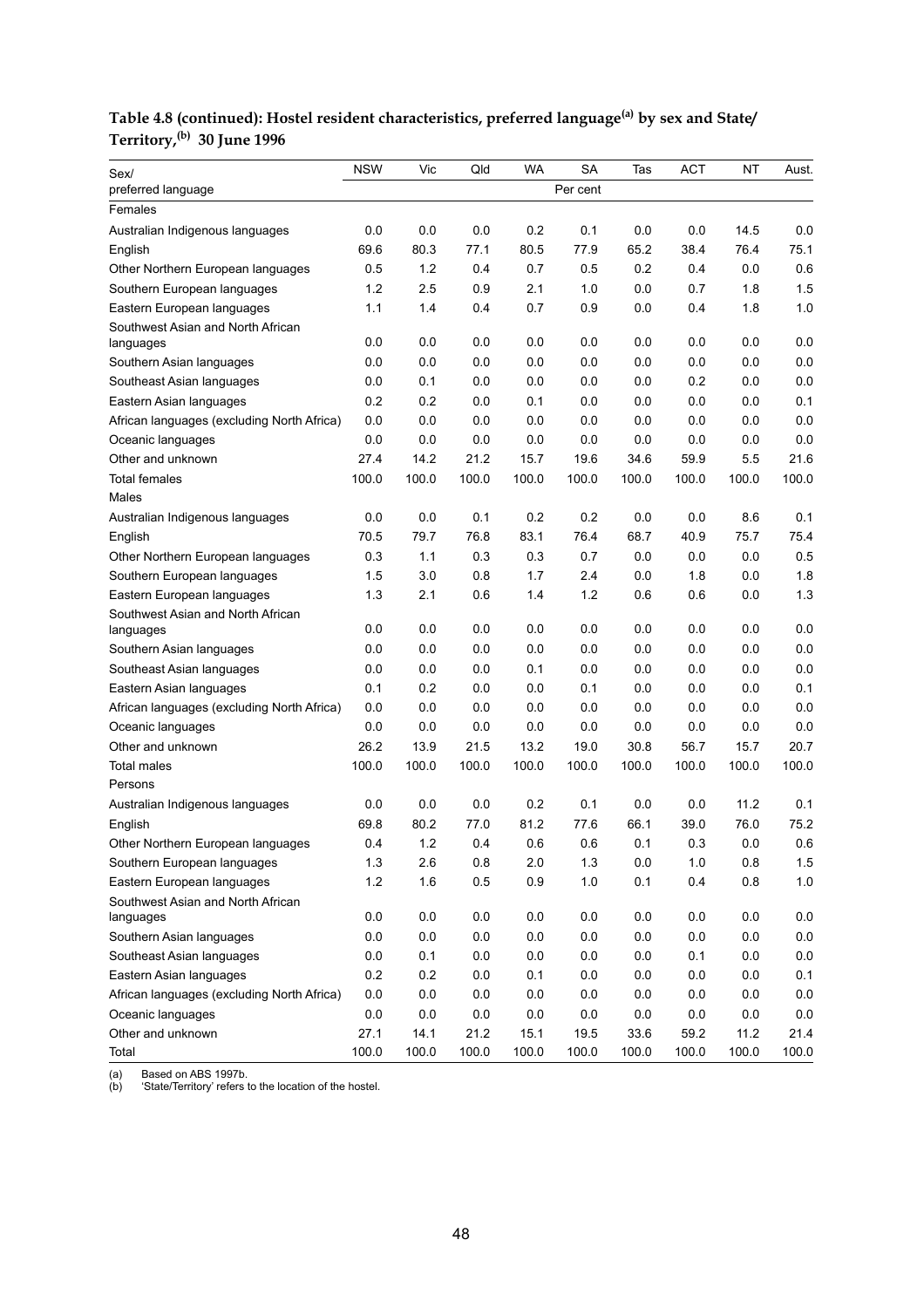**Table 4.8 (continued): Hostel resident characteristics, preferred language[(a)] by sex and State/Territory,[(b)] 30 June 1996**

| Sex/ preferred language | NSW | Vic | Qld | WA | SA | Tas | ACT | NT | Aust. |
|---|---|---|---|---|---|---|---|---|---|
| | | | | | Per cent | | | | |
| Females | | | | | | | | | |
| Australian Indigenous languages | 0.0 | 0.0 | 0.0 | 0.2 | 0.1 | 0.0 | 0.0 | 14.5 | 0.0 |
| English | 69.6 | 80.3 | 77.1 | 80.5 | 77.9 | 65.2 | 38.4 | 76.4 | 75.1 |
| Other Northern European languages | 0.5 | 1.2 | 0.4 | 0.7 | 0.5 | 0.2 | 0.4 | 0.0 | 0.6 |
| Southern European languages | 1.2 | 2.5 | 0.9 | 2.1 | 1.0 | 0.0 | 0.7 | 1.8 | 1.5 |
| Eastern European languages | 1.1 | 1.4 | 0.4 | 0.7 | 0.9 | 0.0 | 0.4 | 1.8 | 1.0 |
| Southwest Asian and North African languages | 0.0 | 0.0 | 0.0 | 0.0 | 0.0 | 0.0 | 0.0 | 0.0 | 0.0 |
| Southern Asian languages | 0.0 | 0.0 | 0.0 | 0.0 | 0.0 | 0.0 | 0.0 | 0.0 | 0.0 |
| Southeast Asian languages | 0.0 | 0.1 | 0.0 | 0.0 | 0.0 | 0.0 | 0.2 | 0.0 | 0.0 |
| Eastern Asian languages | 0.2 | 0.2 | 0.0 | 0.1 | 0.0 | 0.0 | 0.0 | 0.0 | 0.1 |
| African languages (excluding North Africa) | 0.0 | 0.0 | 0.0 | 0.0 | 0.0 | 0.0 | 0.0 | 0.0 | 0.0 |
| Oceanic languages | 0.0 | 0.0 | 0.0 | 0.0 | 0.0 | 0.0 | 0.0 | 0.0 | 0.0 |
| Other and unknown | 27.4 | 14.2 | 21.2 | 15.7 | 19.6 | 34.6 | 59.9 | 5.5 | 21.6 |
| Total females | 100.0 | 100.0 | 100.0 | 100.0 | 100.0 | 100.0 | 100.0 | 100.0 | 100.0 |
| Males | | | | | | | | | |
| Australian Indigenous languages | 0.0 | 0.0 | 0.1 | 0.2 | 0.2 | 0.0 | 0.0 | 8.6 | 0.1 |
| English | 70.5 | 79.7 | 76.8 | 83.1 | 76.4 | 68.7 | 40.9 | 75.7 | 75.4 |
| Other Northern European languages | 0.3 | 1.1 | 0.3 | 0.3 | 0.7 | 0.0 | 0.0 | 0.0 | 0.5 |
| Southern European languages | 1.5 | 3.0 | 0.8 | 1.7 | 2.4 | 0.0 | 1.8 | 0.0 | 1.8 |
| Eastern European languages | 1.3 | 2.1 | 0.6 | 1.4 | 1.2 | 0.6 | 0.6 | 0.0 | 1.3 |
| Southwest Asian and North African languages | 0.0 | 0.0 | 0.0 | 0.0 | 0.0 | 0.0 | 0.0 | 0.0 | 0.0 |
| Southern Asian languages | 0.0 | 0.0 | 0.0 | 0.0 | 0.0 | 0.0 | 0.0 | 0.0 | 0.0 |
| Southeast Asian languages | 0.0 | 0.0 | 0.0 | 0.1 | 0.0 | 0.0 | 0.0 | 0.0 | 0.0 |
| Eastern Asian languages | 0.1 | 0.2 | 0.0 | 0.0 | 0.1 | 0.0 | 0.0 | 0.0 | 0.1 |
| African languages (excluding North Africa) | 0.0 | 0.0 | 0.0 | 0.0 | 0.0 | 0.0 | 0.0 | 0.0 | 0.0 |
| Oceanic languages | 0.0 | 0.0 | 0.0 | 0.0 | 0.0 | 0.0 | 0.0 | 0.0 | 0.0 |
| Other and unknown | 26.2 | 13.9 | 21.5 | 13.2 | 19.0 | 30.8 | 56.7 | 15.7 | 20.7 |
| Total males | 100.0 | 100.0 | 100.0 | 100.0 | 100.0 | 100.0 | 100.0 | 100.0 | 100.0 |
| Persons | | | | | | | | | |
| Australian Indigenous languages | 0.0 | 0.0 | 0.0 | 0.2 | 0.1 | 0.0 | 0.0 | 11.2 | 0.1 |
| English | 69.8 | 80.2 | 77.0 | 81.2 | 77.6 | 66.1 | 39.0 | 76.0 | 75.2 |
| Other Northern European languages | 0.4 | 1.2 | 0.4 | 0.6 | 0.6 | 0.1 | 0.3 | 0.0 | 0.6 |
| Southern European languages | 1.3 | 2.6 | 0.8 | 2.0 | 1.3 | 0.0 | 1.0 | 0.8 | 1.5 |
| Eastern European languages | 1.2 | 1.6 | 0.5 | 0.9 | 1.0 | 0.1 | 0.4 | 0.8 | 1.0 |
| Southwest Asian and North African languages | 0.0 | 0.0 | 0.0 | 0.0 | 0.0 | 0.0 | 0.0 | 0.0 | 0.0 |
| Southern Asian languages | 0.0 | 0.0 | 0.0 | 0.0 | 0.0 | 0.0 | 0.0 | 0.0 | 0.0 |
| Southeast Asian languages | 0.0 | 0.1 | 0.0 | 0.0 | 0.0 | 0.0 | 0.1 | 0.0 | 0.0 |
| Eastern Asian languages | 0.2 | 0.2 | 0.0 | 0.1 | 0.0 | 0.0 | 0.0 | 0.0 | 0.1 |
| African languages (excluding North Africa) | 0.0 | 0.0 | 0.0 | 0.0 | 0.0 | 0.0 | 0.0 | 0.0 | 0.0 |
| Oceanic languages | 0.0 | 0.0 | 0.0 | 0.0 | 0.0 | 0.0 | 0.0 | 0.0 | 0.0 |
| Other and unknown | 27.1 | 14.1 | 21.2 | 15.1 | 19.5 | 33.6 | 59.2 | 11.2 | 21.4 |
| Total | 100.0 | 100.0 | 100.0 | 100.0 | 100.0 | 100.0 | 100.0 | 100.0 | 100.0 |

(a) Based on ABS 1997b.
(b) 'State/Territory' refers to the location of the hostel.